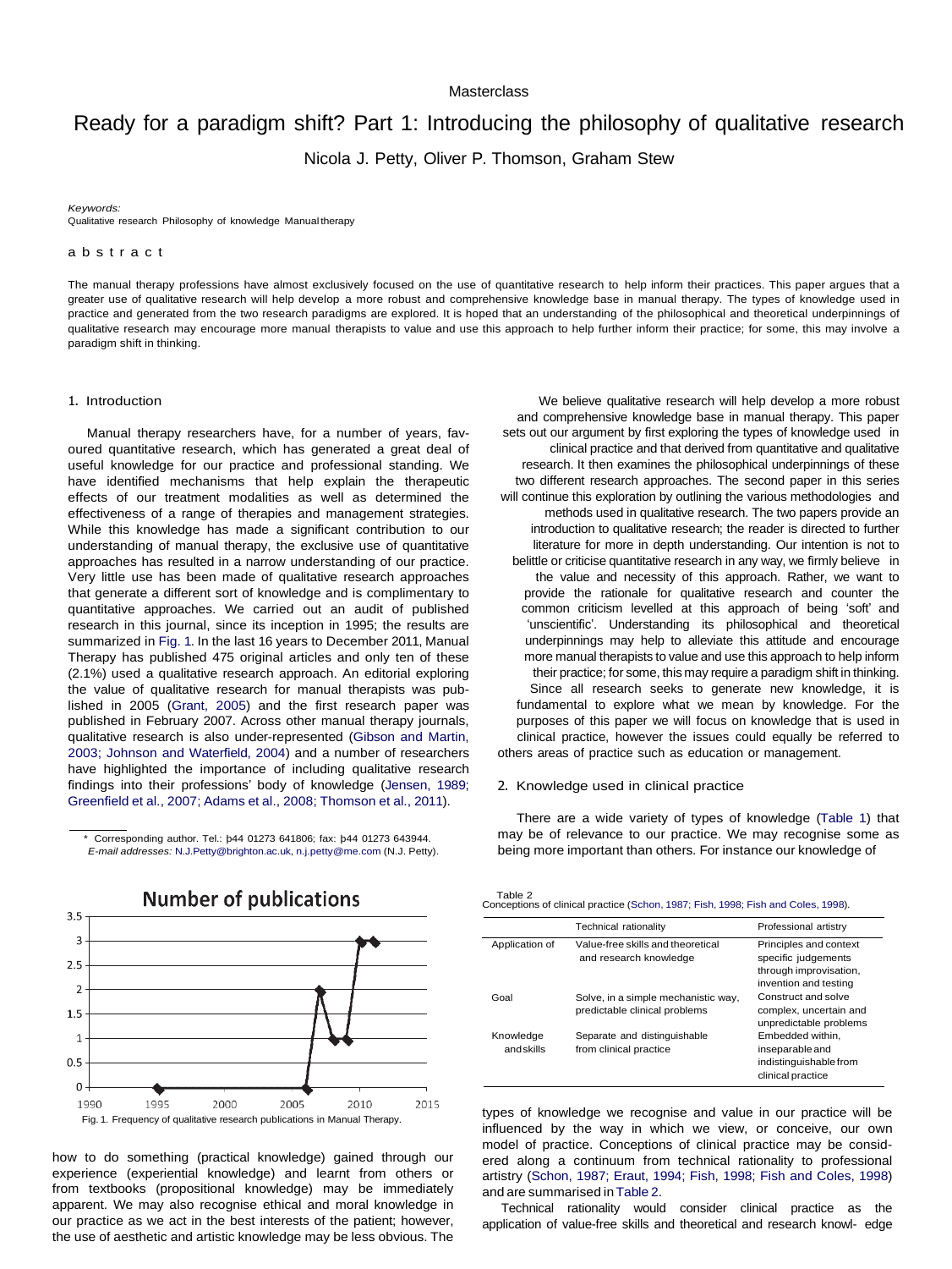Masterclass

# Ready for a paradigm shift? Part 1: Introducing the philosophy of qualitative research

Nicola J. Petty, Oliver P. Thomson, Graham Stew

*Keywords:*
Qualitative research Philosophy of knowledge Manual therapy

## a b s t r a c t

The manual therapy professions have almost exclusively focused on the use of quantitative research to help inform their practices. This paper argues that a greater use of qualitative research will help develop a more robust and comprehensive knowledge base in manual therapy. The types of knowledge used in practice and generated from the two research paradigms are explored. It is hoped that an understanding of the philosophical and theoretical underpinnings of qualitative research may encourage more manual therapists to value and use this approach to help further inform their practice; for some, this may involve a paradigm shift in thinking.

## 1. Introduction

Manual therapy researchers have, for a number of years, favoured quantitative research, which has generated a great deal of useful knowledge for our practice and professional standing. We have identified mechanisms that help explain the therapeutic effects of our treatment modalities as well as determined the effectiveness of a range of therapies and management strategies. While this knowledge has made a significant contribution to our understanding of manual therapy, the exclusive use of quantitative approaches has resulted in a narrow understanding of our practice. Very little use has been made of qualitative research approaches that generate a different sort of knowledge and is complimentary to quantitative approaches. We carried out an audit of published research in this journal, since its inception in 1995; the results are summarized in Fig. 1. In the last 16 years to December 2011, Manual Therapy has published 475 original articles and only ten of these (2.1%) used a qualitative research approach. An editorial exploring the value of qualitative research for manual therapists was published in 2005 (Grant, 2005) and the first research paper was published in February 2007. Across other manual therapy journals, qualitative research is also under-represented (Gibson and Martin, 2003; Johnson and Waterfield, 2004) and a number of researchers have highlighted the importance of including qualitative research findings into their professions' body of knowledge (Jensen, 1989; Greenfield et al., 2007; Adams et al., 2008; Thomson et al., 2011).

\* Corresponding author. Tel.: þ44 01273 641806; fax: þ44 01273 643944.
*E-mail addresses:* N.J.Petty@brighton.ac.uk, n.j.petty@me.com (N.J. Petty).

Number of publications

3.5
3
2.5
2
1.5
1
0.5
0
1990 1995 2000 2005 2010 2015

Fig. 1. Frequency of qualitative research publications in Manual Therapy.

We believe qualitative research will help develop a more robust and comprehensive knowledge base in manual therapy. This paper sets out our argument by first exploring the types of knowledge used in clinical practice and that derived from quantitative and qualitative research. It then examines the philosophical underpinnings of these two different research approaches. The second paper in this series will continue this exploration by outlining the various methodologies and methods used in qualitative research. The two papers provide an introduction to qualitative research; the reader is directed to further literature for more in depth understanding. Our intention is not to belittle or criticise quantitative research in any way, we firmly believe in the value and necessity of this approach. Rather, we want to provide the rationale for qualitative research and counter the common criticism levelled at this approach of being 'soft' and 'unscientific'. Understanding its philosophical and theoretical underpinnings may help to alleviate this attitude and encourage more manual therapists to value and use this approach to help inform their practice; for some, this may require a paradigm shift in thinking.

Since all research seeks to generate new knowledge, it is fundamental to explore what we mean by knowledge. For the purposes of this paper we will focus on knowledge that is used in clinical practice, however the issues could equally be referred to others areas of practice such as education or management.

## 2. Knowledge used in clinical practice

There are a wide variety of types of knowledge (Table 1) that may be of relevance to our practice. We may recognise some as being more important than others. For instance our knowledge of how to do something (practical knowledge) gained through our experience (experiential knowledge) and learnt from others or from textbooks (propositional knowledge) may be immediately apparent. We may also recognise ethical and moral knowledge in our practice as we act in the best interests of the patient; however, the use of aesthetic and artistic knowledge may be less obvious. The types of knowledge we recognise and value in our practice will be influenced by the way in which we view, or conceive, our own model of practice. Conceptions of clinical practice may be considered along a continuum from technical rationality to professional artistry (Schon, 1987; Eraut, 1994; Fish, 1998; Fish and Coles, 1998) and are summarised in Table 2.

Table 2
Conceptions of clinical practice (Schon, 1987; Fish, 1998; Fish and Coles, 1998).

| | Technical rationality | Professional artistry |
|---|---|---|
| Application of | Value-free skills and theoretical and research knowledge | Principles and context specific judgements through improvisation, invention and testing |
| Goal | Solve, in a simple mechanistic way, predictable clinical problems | Construct and solve complex, uncertain and unpredictable problems |
| Knowledge and skills | Separate and distinguishable from clinical practice | Embedded within, inseparable and indistinguishable from clinical practice |

Technical rationality would consider clinical practice as the application of value-free skills and theoretical and research knowl- edge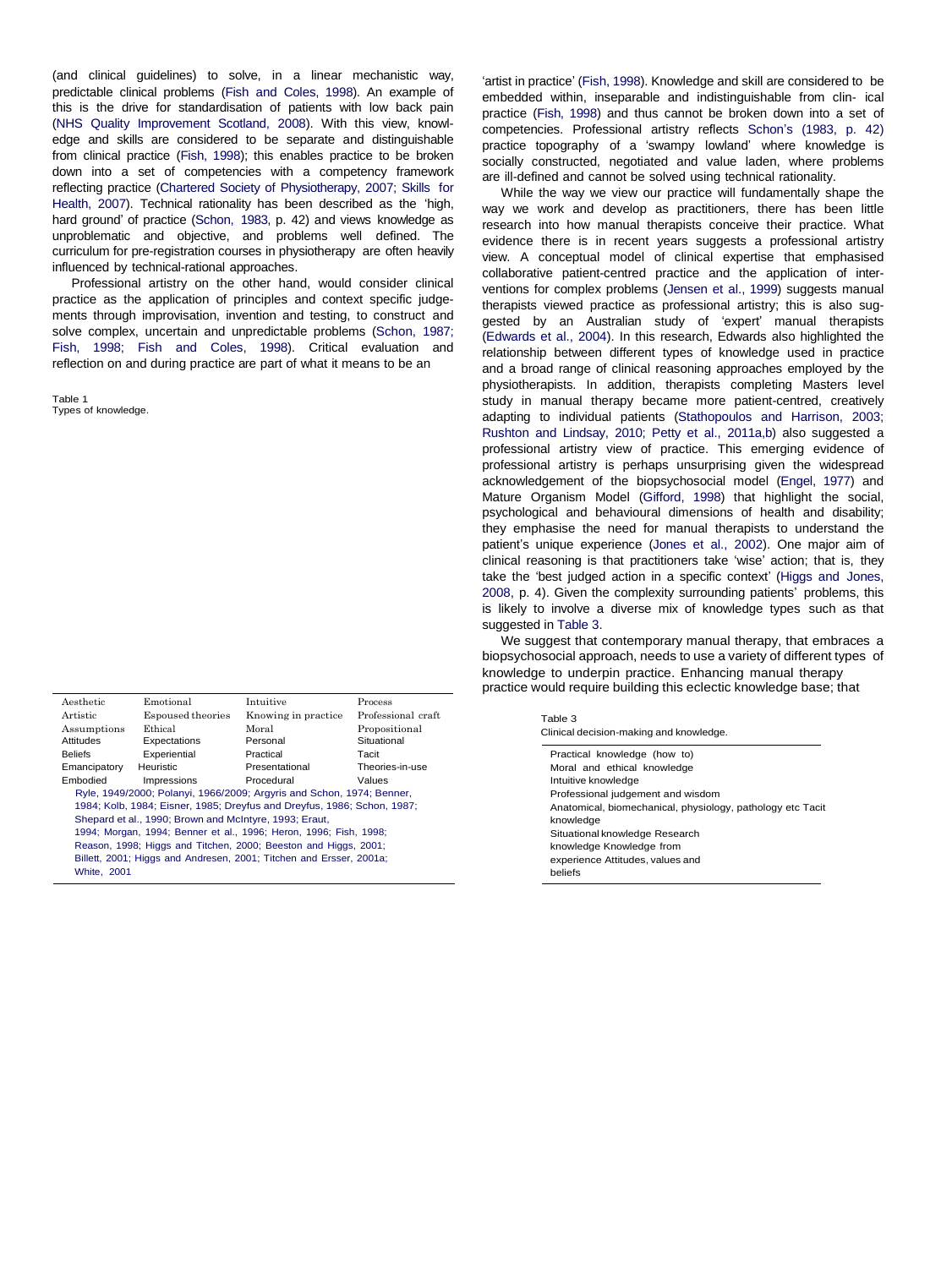(and clinical guidelines) to solve, in a linear mechanistic way, predictable clinical problems (Fish and Coles, 1998). An example of this is the drive for standardisation of patients with low back pain (NHS Quality Improvement Scotland, 2008). With this view, knowledge and skills are considered to be separate and distinguishable from clinical practice (Fish, 1998); this enables practice to be broken down into a set of competencies with a competency framework reflecting practice (Chartered Society of Physiotherapy, 2007; Skills for Health, 2007). Technical rationality has been described as the 'high, hard ground' of practice (Schon, 1983, p. 42) and views knowledge as unproblematic and objective, and problems well defined. The curriculum for pre-registration courses in physiotherapy are often heavily influenced by technical-rational approaches.

Professional artistry on the other hand, would consider clinical practice as the application of principles and context specific judgements through improvisation, invention and testing, to construct and solve complex, uncertain and unpredictable problems (Schon, 1987; Fish, 1998; Fish and Coles, 1998). Critical evaluation and reflection on and during practice are part of what it means to be an

Table 1
Types of knowledge.

| | | | |
|---|---|---|---|
| Aesthetic | Emotional | Intuitive | Process |
| Artistic | Espoused theories | Knowing in practice | Professional craft |
| Assumptions | Ethical | Moral | Propositional |
| Attitudes | Expectations | Personal | Situational |
| Beliefs | Experiential | Practical | Tacit |
| Emancipatory | Heuristic | Presentational | Theories-in-use |
| Embodied | Impressions | Procedural | Values |

Ryle, 1949/2000; Polanyi, 1966/2009; Argyris and Schon, 1974; Benner, 1984; Kolb, 1984; Eisner, 1985; Dreyfus and Dreyfus, 1986; Schon, 1987; Shepard et al., 1990; Brown and McIntyre, 1993; Eraut, 1994; Morgan, 1994; Benner et al., 1996; Heron, 1996; Fish, 1998; Reason, 1998; Higgs and Titchen, 2000; Beeston and Higgs, 2001; Billett, 2001; Higgs and Andresen, 2001; Titchen and Ersser, 2001a; White, 2001

'artist in practice' (Fish, 1998). Knowledge and skill are considered to be embedded within, inseparable and indistinguishable from clinical practice (Fish, 1998) and thus cannot be broken down into a set of competencies. Professional artistry reflects Schon's (1983, p. 42) practice topography of a 'swampy lowland' where knowledge is socially constructed, negotiated and value laden, where problems are ill-defined and cannot be solved using technical rationality.

While the way we view our practice will fundamentally shape the way we work and develop as practitioners, there has been little research into how manual therapists conceive their practice. What evidence there is in recent years suggests a professional artistry view. A conceptual model of clinical expertise that emphasised collaborative patient-centred practice and the application of interventions for complex problems (Jensen et al., 1999) suggests manual therapists viewed practice as professional artistry; this is also suggested by an Australian study of 'expert' manual therapists (Edwards et al., 2004). In this research, Edwards also highlighted the relationship between different types of knowledge used in practice and a broad range of clinical reasoning approaches employed by the physiotherapists. In addition, therapists completing Masters level study in manual therapy became more patient-centred, creatively adapting to individual patients (Stathopoulos and Harrison, 2003; Rushton and Lindsay, 2010; Petty et al., 2011a,b) also suggested a professional artistry view of practice. This emerging evidence of professional artistry is perhaps unsurprising given the widespread acknowledgement of the biopsychosocial model (Engel, 1977) and Mature Organism Model (Gifford, 1998) that highlight the social, psychological and behavioural dimensions of health and disability; they emphasise the need for manual therapists to understand the patient's unique experience (Jones et al., 2002). One major aim of clinical reasoning is that practitioners take 'wise' action; that is, they take the 'best judged action in a specific context' (Higgs and Jones, 2008, p. 4). Given the complexity surrounding patients' problems, this is likely to involve a diverse mix of knowledge types such as that suggested in Table 3.

We suggest that contemporary manual therapy, that embraces a biopsychosocial approach, needs to use a variety of different types of knowledge to underpin practice. Enhancing manual therapy practice would require building this eclectic knowledge base; that

Table 3
Clinical decision-making and knowledge.

| |
|---|
| Practical knowledge (how to) |
| Moral and ethical knowledge |
| Intuitive knowledge |
| Professional judgement and wisdom |
| Anatomical, biomechanical, physiology, pathology etc |
| Tacit knowledge |
| Situational knowledge |
| Research knowledge |
| Knowledge from experience |
| Attitudes, values and beliefs |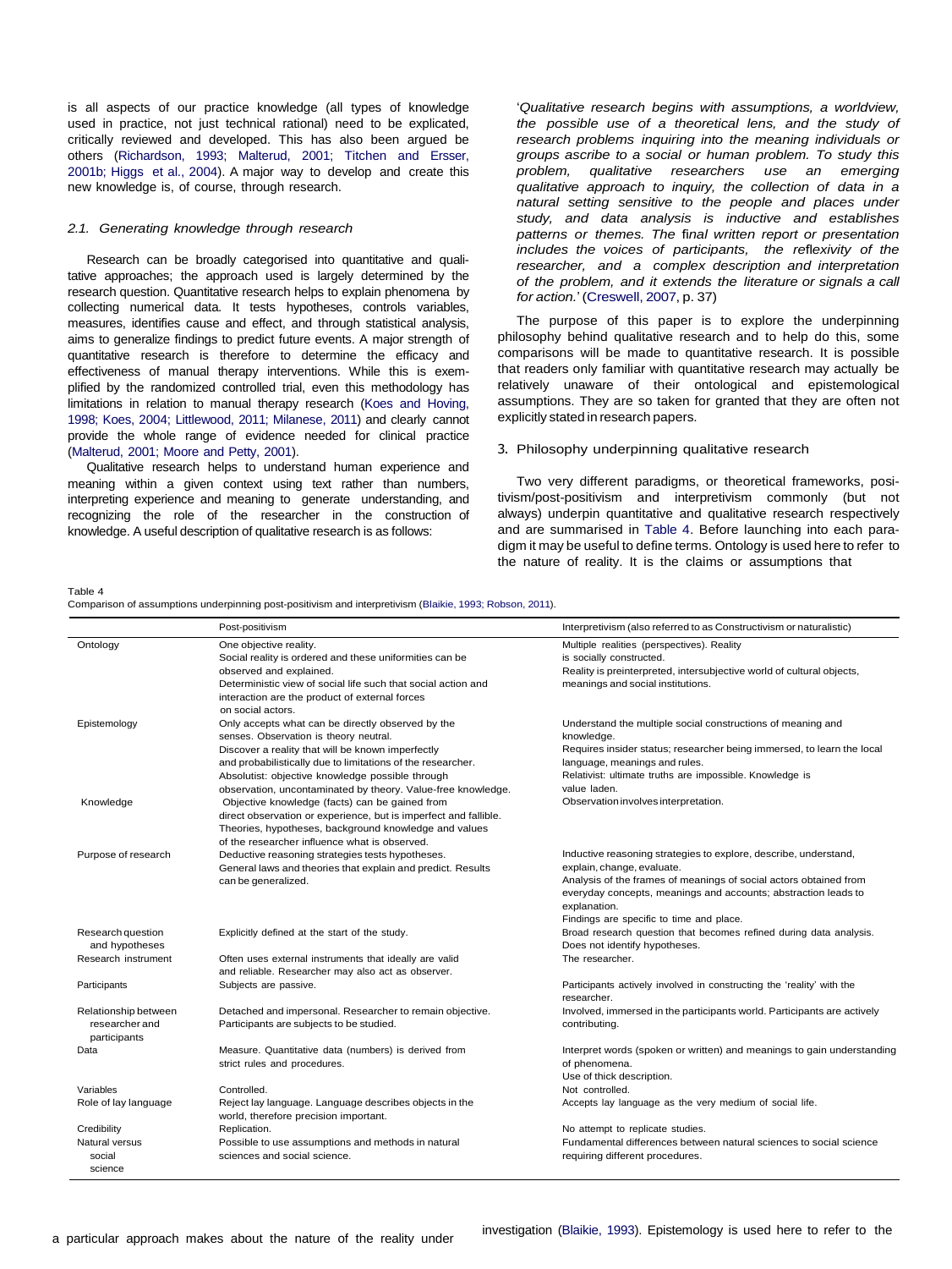is all aspects of our practice knowledge (all types of knowledge used in practice, not just technical rational) need to be explicated, critically reviewed and developed. This has also been argued be others (Richardson, 1993; Malterud, 2001; Titchen and Ersser, 2001b; Higgs et al., 2004). A major way to develop and create this new knowledge is, of course, through research.

### 2.1. Generating knowledge through research

Research can be broadly categorised into quantitative and qualitative approaches; the approach used is largely determined by the research question. Quantitative research helps to explain phenomena by collecting numerical data. It tests hypotheses, controls variables, measures, identifies cause and effect, and through statistical analysis, aims to generalize findings to predict future events. A major strength of quantitative research is therefore to determine the efficacy and effectiveness of manual therapy interventions. While this is exemplified by the randomized controlled trial, even this methodology has limitations in relation to manual therapy research (Koes and Hoving, 1998; Koes, 2004; Littlewood, 2011; Milanese, 2011) and clearly cannot provide the whole range of evidence needed for clinical practice (Malterud, 2001; Moore and Petty, 2001).

Qualitative research helps to understand human experience and meaning within a given context using text rather than numbers, interpreting experience and meaning to generate understanding, and recognizing the role of the researcher in the construction of knowledge. A useful description of qualitative research is as follows:

'*Qualitative research begins with assumptions, a worldview, the possible use of a theoretical lens, and the study of research problems inquiring into the meaning individuals or groups ascribe to a social or human problem. To study this problem, qualitative researchers use an emerging qualitative approach to inquiry, the collection of data in a natural setting sensitive to the people and places under study, and data analysis is inductive and establishes patterns or themes. The final written report or presentation includes the voices of participants, the reflexivity of the researcher, and a complex description and interpretation of the problem, and it extends the literature or signals a call for action.*' (Creswell, 2007, p. 37)

The purpose of this paper is to explore the underpinning philosophy behind qualitative research and to help do this, some comparisons will be made to quantitative research. It is possible that readers only familiar with quantitative research may actually be relatively unaware of their ontological and epistemological assumptions. They are so taken for granted that they are often not explicitly stated in research papers.

## 3. Philosophy underpinning qualitative research

Two very different paradigms, or theoretical frameworks, positivism/post-positivism and interpretivism commonly (but not always) underpin quantitative and qualitative research respectively and are summarised in Table 4. Before launching into each paradigm it may be useful to define terms. Ontology is used here to refer to the nature of reality. It is the claims or assumptions that a particular approach makes about the nature of the reality under investigation (Blaikie, 1993). Epistemology is used here to refer to the

Table 4
Comparison of assumptions underpinning post-positivism and interpretivism (Blaikie, 1993; Robson, 2011).

| | Post-positivism | Interpretivism (also referred to as Constructivism or naturalistic) |
|---|---|---|
| Ontology | One objective reality. Social reality is ordered and these uniformities can be observed and explained. Deterministic view of social life such that social action and interaction are the product of external forces on social actors. | Multiple realities (perspectives). Reality is socially constructed. Reality is preinterpreted, intersubjective world of cultural objects, meanings and social institutions. |
| Epistemology | Only accepts what can be directly observed by the senses. Observation is theory neutral. Discover a reality that will be known imperfectly and probabilistically due to limitations of the researcher. Absolutist: objective knowledge possible through observation, uncontaminated by theory. Value-free knowledge. | Understand the multiple social constructions of meaning and knowledge. Requires insider status; researcher being immersed, to learn the local language, meanings and rules. Relativist: ultimate truths are impossible. Knowledge is value laden. |
| Knowledge | Objective knowledge (facts) can be gained from direct observation or experience, but is imperfect and fallible. Theories, hypotheses, background knowledge and values of the researcher influence what is observed. | Observation involves interpretation. |
| Purpose of research | Deductive reasoning strategies tests hypotheses. General laws and theories that explain and predict. Results can be generalized. | Inductive reasoning strategies to explore, describe, understand, explain, change, evaluate. Analysis of the frames of meanings of social actors obtained from everyday concepts, meanings and accounts; abstraction leads to explanation. Findings are specific to time and place. |
| Research question and hypotheses | Explicitly defined at the start of the study. | Broad research question that becomes refined during data analysis. Does not identify hypotheses. |
| Research instrument | Often uses external instruments that ideally are valid and reliable. Researcher may also act as observer. | The researcher. |
| Participants | Subjects are passive. | Participants actively involved in constructing the 'reality' with the researcher. |
| Relationship between researcher and participants | Detached and impersonal. Researcher to remain objective. Participants are subjects to be studied. | Involved, immersed in the participants world. Participants are actively contributing. |
| Data | Measure. Quantitative data (numbers) is derived from strict rules and procedures. | Interpret words (spoken or written) and meanings to gain understanding of phenomena. Use of thick description. |
| Variables | Controlled. | Not controlled. |
| Role of lay language | Reject lay language. Language describes objects in the world, therefore precision important. | Accepts lay language as the very medium of social life. |
| Credibility | Replication. | No attempt to replicate studies. |
| Natural versus social science | Possible to use assumptions and methods in natural sciences and social science. | Fundamental differences between natural sciences to social science requiring different procedures. |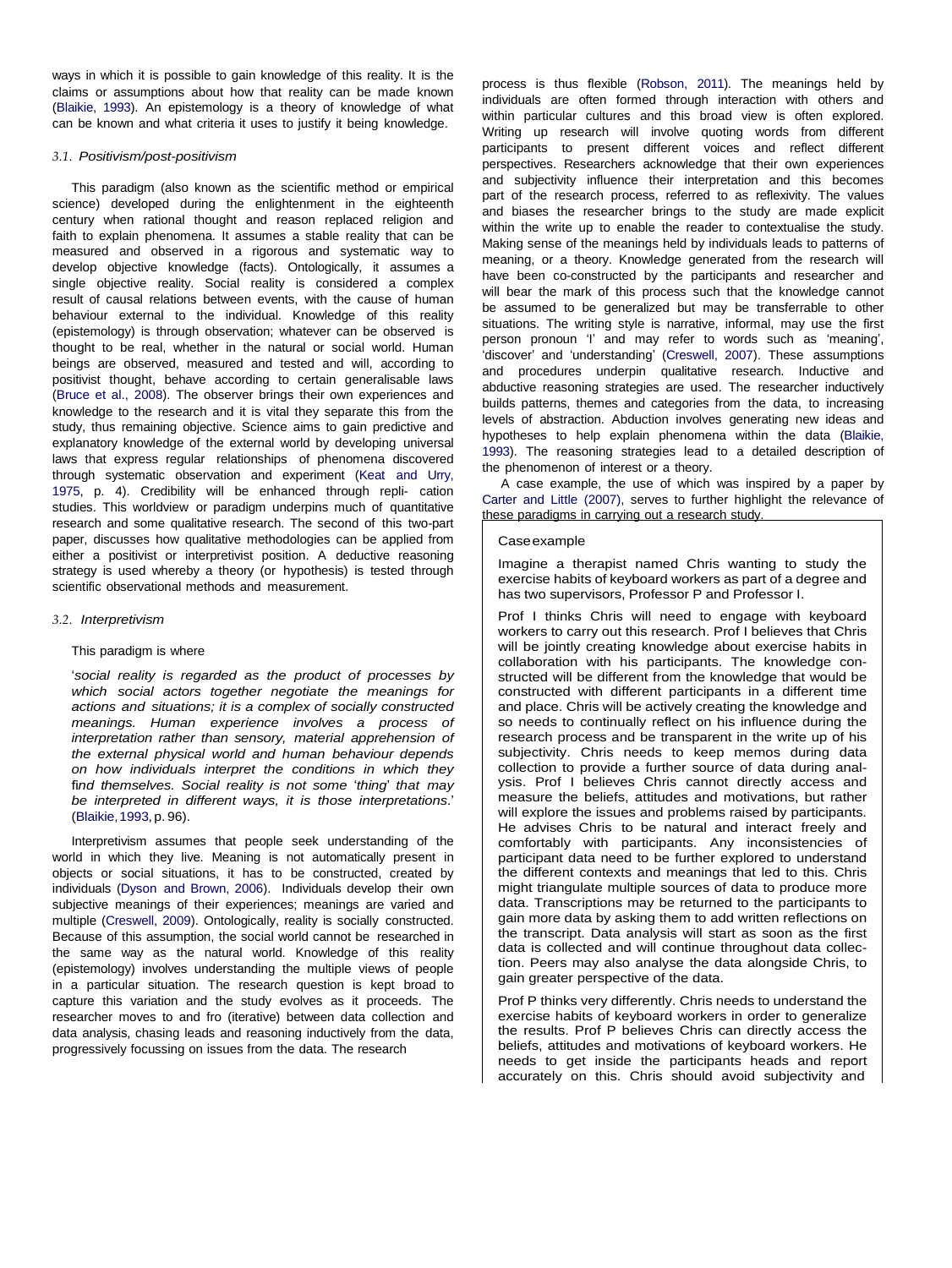ways in which it is possible to gain knowledge of this reality. It is the claims or assumptions about how that reality can be made known (Blaikie, 1993). An epistemology is a theory of knowledge of what can be known and what criteria it uses to justify it being knowledge.

### 3.1. Positivism/post-positivism

This paradigm (also known as the scientific method or empirical science) developed during the enlightenment in the eighteenth century when rational thought and reason replaced religion and faith to explain phenomena. It assumes a stable reality that can be measured and observed in a rigorous and systematic way to develop objective knowledge (facts). Ontologically, it assumes a single objective reality. Social reality is considered a complex result of causal relations between events, with the cause of human behaviour external to the individual. Knowledge of this reality (epistemology) is through observation; whatever can be observed is thought to be real, whether in the natural or social world. Human beings are observed, measured and tested and will, according to positivist thought, behave according to certain generalisable laws (Bruce et al., 2008). The observer brings their own experiences and knowledge to the research and it is vital they separate this from the study, thus remaining objective. Science aims to gain predictive and explanatory knowledge of the external world by developing universal laws that express regular relationships of phenomena discovered through systematic observation and experiment (Keat and Urry, 1975, p. 4). Credibility will be enhanced through repli- cation studies. This worldview or paradigm underpins much of quantitative research and some qualitative research. The second of this two-part paper, discusses how qualitative methodologies can be applied from either a positivist or interpretivist position. A deductive reasoning strategy is used whereby a theory (or hypothesis) is tested through scientific observational methods and measurement.

### 3.2. Interpretivism

This paradigm is where

'*social reality is regarded as the product of processes by which social actors together negotiate the meanings for actions and situations; it is a complex of socially constructed meanings. Human experience involves a process of interpretation rather than sensory, material apprehension of the external physical world and human behaviour depends on how individuals interpret the conditions in which they find themselves. Social reality is not some 'thing' that may be interpreted in different ways, it is those interpretations.*' (Blaikie, 1993, p. 96).

Interpretivism assumes that people seek understanding of the world in which they live. Meaning is not automatically present in objects or social situations, it has to be constructed, created by individuals (Dyson and Brown, 2006). Individuals develop their own subjective meanings of their experiences; meanings are varied and multiple (Creswell, 2009). Ontologically, reality is socially constructed. Because of this assumption, the social world cannot be researched in the same way as the natural world. Knowledge of this reality (epistemology) involves understanding the multiple views of people in a particular situation. The research question is kept broad to capture this variation and the study evolves as it proceeds. The researcher moves to and fro (iterative) between data collection and data analysis, chasing leads and reasoning inductively from the data, progressively focussing on issues from the data. The research process is thus flexible (Robson, 2011). The meanings held by individuals are often formed through interaction with others and within particular cultures and this broad view is often explored. Writing up research will involve quoting words from different participants to present different voices and reflect different perspectives. Researchers acknowledge that their own experiences and subjectivity influence their interpretation and this becomes part of the research process, referred to as reflexivity. The values and biases the researcher brings to the study are made explicit within the write up to enable the reader to contextualise the study. Making sense of the meanings held by individuals leads to patterns of meaning, or a theory. Knowledge generated from the research will have been co-constructed by the participants and researcher and will bear the mark of this process such that the knowledge cannot be assumed to be generalized but may be transferrable to other situations. The writing style is narrative, informal, may use the first person pronoun 'I' and may refer to words such as 'meaning', 'discover' and 'understanding' (Creswell, 2007). These assumptions and procedures underpin qualitative research. Inductive and abductive reasoning strategies are used. The researcher inductively builds patterns, themes and categories from the data, to increasing levels of abstraction. Abduction involves generating new ideas and hypotheses to help explain phenomena within the data (Blaikie, 1993). The reasoning strategies lead to a detailed description of the phenomenon of interest or a theory.

A case example, the use of which was inspired by a paper by Carter and Little (2007), serves to further highlight the relevance of these paradigms in carrying out a research study.

> Case example
>
> Imagine a therapist named Chris wanting to study the exercise habits of keyboard workers as part of a degree and has two supervisors, Professor P and Professor I.
>
> Prof I thinks Chris will need to engage with keyboard workers to carry out this research. Prof I believes that Chris will be jointly creating knowledge about exercise habits in collaboration with his participants. The knowledge con- structed will be different from the knowledge that would be constructed with different participants in a different time and place. Chris will be actively creating the knowledge and so needs to continually reflect on his influence during the research process and be transparent in the write up of his subjectivity. Chris needs to keep memos during data collection to provide a further source of data during anal- ysis. Prof I believes Chris cannot directly access and measure the beliefs, attitudes and motivations, but rather will explore the issues and problems raised by participants. He advises Chris to be natural and interact freely and comfortably with participants. Any inconsistencies of participant data need to be further explored to understand the different contexts and meanings that led to this. Chris might triangulate multiple sources of data to produce more data. Transcriptions may be returned to the participants to gain more data by asking them to add written reflections on the transcript. Data analysis will start as soon as the first data is collected and will continue throughout data collec- tion. Peers may also analyse the data alongside Chris, to gain greater perspective of the data.
>
> Prof P thinks very differently. Chris needs to understand the exercise habits of keyboard workers in order to generalize the results. Prof P believes Chris can directly access the beliefs, attitudes and motivations of keyboard workers. He needs to get inside the participants heads and report accurately on this. Chris should avoid subjectivity and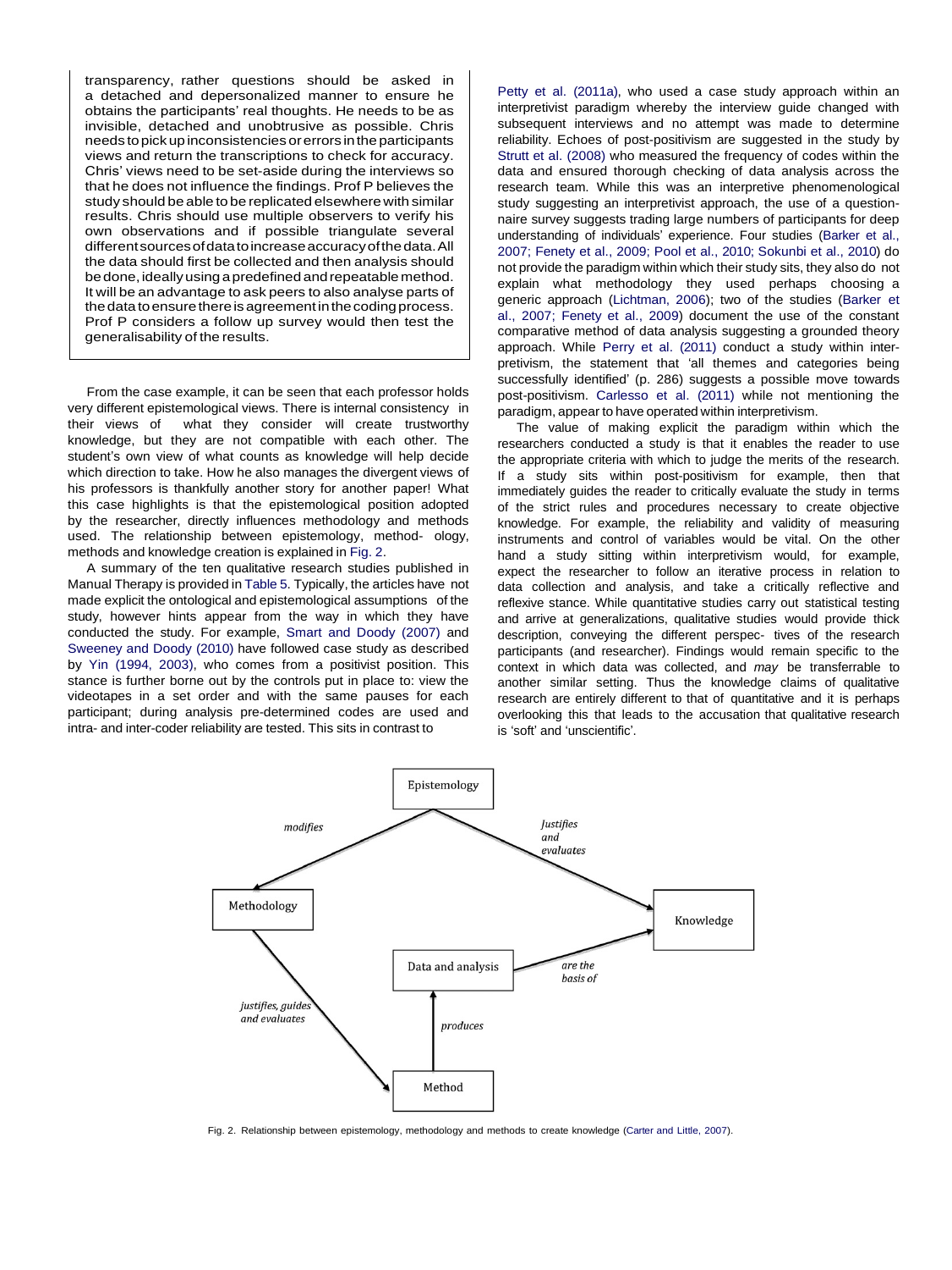transparency, rather questions should be asked in a detached and depersonalized manner to ensure he obtains the participants' real thoughts. He needs to be as invisible, detached and unobtrusive as possible. Chris needs to pick up inconsistencies or errors in the participants views and return the transcriptions to check for accuracy. Chris' views need to be set-aside during the interviews so that he does not influence the findings. Prof P believes the study should be able to be replicated elsewhere with similar results. Chris should use multiple observers to verify his own observations and if possible triangulate several different sources of data to increase accuracy of the data. All the data should first be collected and then analysis should be done, ideally using a predefined and repeatable method. It will be an advantage to ask peers to also analyse parts of the data to ensure there is agreement in the coding process. Prof P considers a follow up survey would then test the generalisability of the results.

From the case example, it can be seen that each professor holds very different epistemological views. There is internal consistency in their views of what they consider will create trustworthy knowledge, but they are not compatible with each other. The student's own view of what counts as knowledge will help decide which direction to take. How he also manages the divergent views of his professors is thankfully another story for another paper! What this case highlights is that the epistemological position adopted by the researcher, directly influences methodology and methods used. The relationship between epistemology, method- ology, methods and knowledge creation is explained in Fig. 2.

A summary of the ten qualitative research studies published in Manual Therapy is provided in Table 5. Typically, the articles have not made explicit the ontological and epistemological assumptions of the study, however hints appear from the way in which they have conducted the study. For example, Smart and Doody (2007) and Sweeney and Doody (2010) have followed case study as described by Yin (1994, 2003), who comes from a positivist position. This stance is further borne out by the controls put in place to: view the videotapes in a set order and with the same pauses for each participant; during analysis pre-determined codes are used and intra- and inter-coder reliability are tested. This sits in contrast to Petty et al. (2011a), who used a case study approach within an interpretivist paradigm whereby the interview guide changed with subsequent interviews and no attempt was made to determine reliability. Echoes of post-positivism are suggested in the study by Strutt et al. (2008) who measured the frequency of codes within the data and ensured thorough checking of data analysis across the research team. While this was an interpretive phenomenological study suggesting an interpretivist approach, the use of a question- naire survey suggests trading large numbers of participants for deep understanding of individuals' experience. Four studies (Barker et al., 2007; Fenety et al., 2009; Pool et al., 2010; Sokunbi et al., 2010) do not provide the paradigm within which their study sits, they also do not explain what methodology they used perhaps choosing a generic approach (Lichtman, 2006); two of the studies (Barker et al., 2007; Fenety et al., 2009) document the use of the constant comparative method of data analysis suggesting a grounded theory approach. While Perry et al. (2011) conduct a study within inter- pretivism, the statement that 'all themes and categories being successfully identified' (p. 286) suggests a possible move towards post-positivism. Carlesso et al. (2011) while not mentioning the paradigm, appear to have operated within interpretivism.

The value of making explicit the paradigm within which the researchers conducted a study is that it enables the reader to use the appropriate criteria with which to judge the merits of the research. If a study sits within post-positivism for example, then that immediately guides the reader to critically evaluate the study in terms of the strict rules and procedures necessary to create objective knowledge. For example, the reliability and validity of measuring instruments and control of variables would be vital. On the other hand a study sitting within interpretivism would, for example, expect the researcher to follow an iterative process in relation to data collection and analysis, and take a critically reflective and reflexive stance. While quantitative studies carry out statistical testing and arrive at generalizations, qualitative studies would provide thick description, conveying the different perspec- tives of the research participants (and researcher). Findings would remain specific to the context in which data was collected, and *may* be transferrable to another similar setting. Thus the knowledge claims of qualitative research are entirely different to that of quantitative and it is perhaps overlooking this that leads to the accusation that qualitative research is 'soft' and 'unscientific'.

Epistemology
*modifies*
*Justifies and evaluates*
Methodology
Knowledge
Data and analysis
*are the basis of*
*justifies, guides and evaluates*
*produces*
Method

Fig. 2. Relationship between epistemology, methodology and methods to create knowledge (Carter and Little, 2007).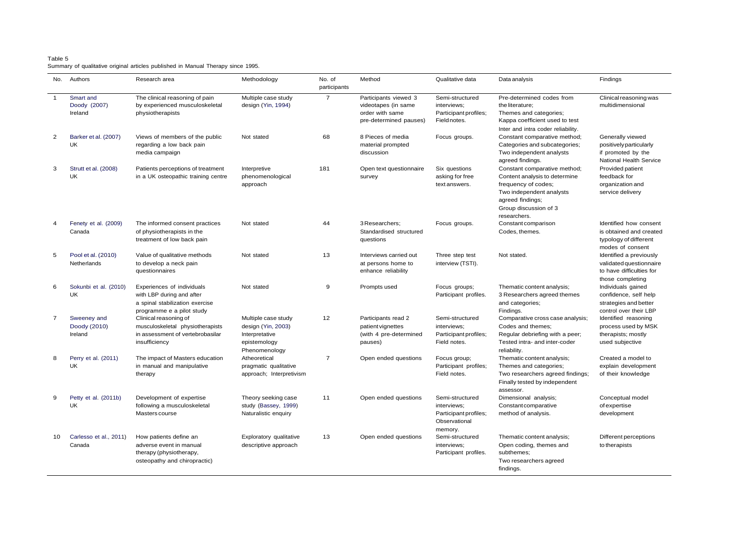Table 5
Summary of qualitative original articles published in Manual Therapy since 1995.

| No. | Authors | Research area | Methodology | No. of participants | Method | Qualitative data | Data analysis | Findings |
|---|---|---|---|---|---|---|---|---|
| 1 | Smart and Doody (2007) Ireland | The clinical reasoning of pain by experienced musculoskeletal physiotherapists | Multiple case study design (Yin, 1994) | 7 | Participants viewed 3 videotapes (in same order with same pre-determined pauses) | Semi-structured interviews; Participant profiles; Field notes. | Pre-determined codes from the literature; Themes and categories; Kappa coefficient used to test Inter and intra coder reliability. | Clinical reasoning was multidimensional |
| 2 | Barker et al. (2007) UK | Views of members of the public regarding a low back pain media campaign | Not stated | 68 | 8 Pieces of media material prompted discussion | Focus groups. | Constant comparative method; Categories and subcategories; Two independent analysts agreed findings. | Generally viewed positively particularly if promoted by the National Health Service |
| 3 | Strutt et al. (2008) UK | Patients perceptions of treatment in a UK osteopathic training centre | Interpretive phenomenological approach | 181 | Open text questionnaire survey | Six questions asking for free text answers. | Constant comparative method; Content analysis to determine frequency of codes; Two independent analysts agreed findings; Group discussion of 3 researchers. | Provided patient feedback for organization and service delivery |
| 4 | Fenety et al. (2009) Canada | The informed consent practices of physiotherapists in the treatment of low back pain | Not stated | 44 | 3 Researchers; Standardised structured questions | Focus groups. | Constant comparison Codes, themes. | Identified how consent is obtained and created typology of different modes of consent |
| 5 | Pool et al. (2010) Netherlands | Value of qualitative methods to develop a neck pain questionnaires | Not stated | 13 | Interviews carried out at persons home to enhance reliability | Three step test interview (TSTI). | Not stated. | Identified a previously validated questionnaire to have difficulties for those completing |
| 6 | Sokunbi et al. (2010) UK | Experiences of individuals with LBP during and after a spinal stabilization exercise programme e a pilot study | Not stated | 9 | Prompts used | Focus groups; Participant profiles. | Thematic content analysis; 3 Researchers agreed themes and categories; Findings. | Individuals gained confidence, self help strategies and better control over their LBP |
| 7 | Sweeney and Doody (2010) Ireland | Clinical reasoning of musculoskeletal physiotherapists in assessment of vertebrobasilar insufficiency | Multiple case study design (Yin, 2003) Interpretative epistemology Phenomenology | 12 | Participants read 2 patient vignettes (with 4 pre-determined pauses) | Semi-structured interviews; Participant profiles; Field notes. | Comparative cross case analysis; Codes and themes; Regular debriefing with a peer; Tested intra- and inter-coder reliability. | Identified reasoning process used by MSK therapists; mostly used subjective |
| 8 | Perry et al. (2011) UK | The impact of Masters education in manual and manipulative therapy | Atheoretical pragmatic qualitative approach; Interpretivism | 7 | Open ended questions | Focus group; Participant profiles; Field notes. | Thematic content analysis; Themes and categories; Two researchers agreed findings; Finally tested by independent assessor. | Created a model to explain development of their knowledge |
| 9 | Petty et al. (2011b) UK | Development of expertise following a musculoskeletal Masters course | Theory seeking case study (Bassey, 1999) Naturalistic enquiry | 11 | Open ended questions | Semi-structured interviews; Participant profiles; Observational memory. | Dimensional analysis; Constant comparative method of analysis. | Conceptual model of expertise development |
| 10 | Carlesso et al., 2011) Canada | How patients define an adverse event in manual therapy (physiotherapy, osteopathy and chiropractic) | Exploratory qualitative descriptive approach | 13 | Open ended questions | Semi-structured interviews; Participant profiles. | Thematic content analysis; Open coding, themes and subthemes; Two researchers agreed findings. | Different perceptions to therapists |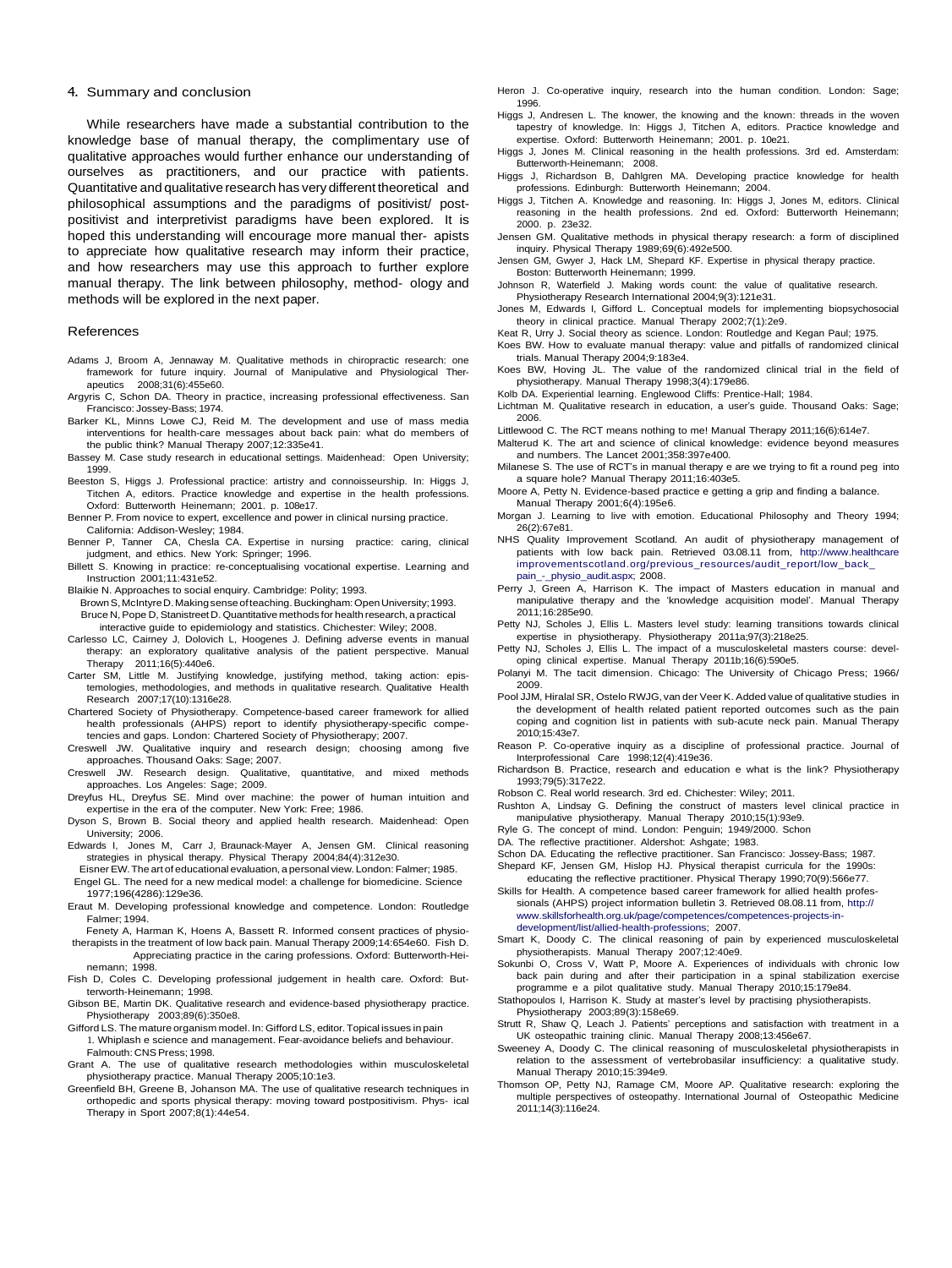## 4. Summary and conclusion

While researchers have made a substantial contribution to the knowledge base of manual therapy, the complimentary use of qualitative approaches would further enhance our understanding of ourselves as practitioners, and our practice with patients. Quantitative and qualitative research has very different theoretical and philosophical assumptions and the paradigms of positivist/ post-positivist and interpretivist paradigms have been explored. It is hoped this understanding will encourage more manual ther- apists to appreciate how qualitative research may inform their practice, and how researchers may use this approach to further explore manual therapy. The link between philosophy, method- ology and methods will be explored in the next paper.

## References

Adams J, Broom A, Jennaway M. Qualitative methods in chiropractic research: one framework for future inquiry. Journal of Manipulative and Physiological Therapeutics 2008;31(6):455e60.

Argyris C, Schon DA. Theory in practice, increasing professional effectiveness. San Francisco: Jossey-Bass; 1974.

Barker KL, Minns Lowe CJ, Reid M. The development and use of mass media interventions for health-care messages about back pain: what do members of the public think? Manual Therapy 2007;12:335e41.

Bassey M. Case study research in educational settings. Maidenhead: Open University; 1999.

Beeston S, Higgs J. Professional practice: artistry and connoisseurship. In: Higgs J, Titchen A, editors. Practice knowledge and expertise in the health professions. Oxford: Butterworth Heinemann; 2001. p. 108e17.

Benner P. From novice to expert, excellence and power in clinical nursing practice. California: Addison-Wesley; 1984.

Benner P, Tanner CA, Chesla CA. Expertise in nursing practice: caring, clinical judgment, and ethics. New York: Springer; 1996.

Billett S. Knowing in practice: re-conceptualising vocational expertise. Learning and Instruction 2001;11:431e52.

Blaikie N. Approaches to social enquiry. Cambridge: Polity; 1993.

Brown S, McIntyre D. Making sense of teaching. Buckingham: Open University; 1993.

Bruce N, Pope D, Stanistreet D. Quantitative methods for health research, a practical interactive guide to epidemiology and statistics. Chichester: Wiley; 2008.

Carlesso LC, Cairney J, Dolovich L, Hoogenes J. Defining adverse events in manual therapy: an exploratory qualitative analysis of the patient perspective. Manual Therapy 2011;16(5):440e6.

Carter SM, Little M. Justifying knowledge, justifying method, taking action: epistemologies, methodologies, and methods in qualitative research. Qualitative Health Research 2007;17(10):1316e28.

Chartered Society of Physiotherapy. Competence-based career framework for allied health professionals (AHPS) report to identify physiotherapy-specific competencies and gaps. London: Chartered Society of Physiotherapy; 2007.

Creswell JW. Qualitative inquiry and research design; choosing among five approaches. Thousand Oaks: Sage; 2007.

Creswell JW. Research design. Qualitative, quantitative, and mixed methods approaches. Los Angeles: Sage; 2009.

Dreyfus HL, Dreyfus SE. Mind over machine: the power of human intuition and expertise in the era of the computer. New York: Free; 1986.

Dyson S, Brown B. Social theory and applied health research. Maidenhead: Open University; 2006.

Edwards I, Jones M, Carr J, Braunack-Mayer A, Jensen GM. Clinical reasoning strategies in physical therapy. Physical Therapy 2004;84(4):312e30.

Eisner EW. The art of educational evaluation, a personal view. London: Falmer; 1985.

Engel GL. The need for a new medical model: a challenge for biomedicine. Science 1977;196(4286):129e36.

Eraut M. Developing professional knowledge and competence. London: Routledge Falmer; 1994.

Fenety A, Harman K, Hoens A, Bassett R. Informed consent practices of physiotherapists in the treatment of low back pain. Manual Therapy 2009;14:654e60.

Fish D. Appreciating practice in the caring professions. Oxford: Butterworth-Heinemann; 1998.

Fish D, Coles C. Developing professional judgement in health care. Oxford: Butterworth-Heinemann; 1998.

Gibson BE, Martin DK. Qualitative research and evidence-based physiotherapy practice. Physiotherapy 2003;89(6):350e8.

Gifford LS. The mature organism model. In: Gifford LS, editor. Topical issues in pain 1. Whiplash e science and management. Fear-avoidance beliefs and behaviour. Falmouth: CNS Press; 1998.

Grant A. The use of qualitative research methodologies within musculoskeletal physiotherapy practice. Manual Therapy 2005;10:1e3.

Greenfield BH, Greene B, Johanson MA. The use of qualitative research techniques in orthopedic and sports physical therapy: moving toward postpositivism. Physical Therapy in Sport 2007;8(1):44e54.

Heron J. Co-operative inquiry, research into the human condition. London: Sage; 1996.

Higgs J, Andresen L. The knower, the knowing and the known: threads in the woven tapestry of knowledge. In: Higgs J, Titchen A, editors. Practice knowledge and expertise. Oxford: Butterworth Heinemann; 2001. p. 10e21.

Higgs J, Jones M. Clinical reasoning in the health professions. 3rd ed. Amsterdam: Butterworth-Heinemann; 2008.

Higgs J, Richardson B, Dahlgren MA. Developing practice knowledge for health professions. Edinburgh: Butterworth Heinemann; 2004.

Higgs J, Titchen A. Knowledge and reasoning. In: Higgs J, Jones M, editors. Clinical reasoning in the health professions. 2nd ed. Oxford: Butterworth Heinemann; 2000. p. 23e32.

Jensen GM. Qualitative methods in physical therapy research: a form of disciplined inquiry. Physical Therapy 1989;69(6):492e500.

Jensen GM, Gwyer J, Hack LM, Shepard KF. Expertise in physical therapy practice. Boston: Butterworth Heinemann; 1999.

Johnson R, Waterfield J. Making words count: the value of qualitative research. Physiotherapy Research International 2004;9(3):121e31.

Jones M, Edwards I, Gifford L. Conceptual models for implementing biopsychosocial theory in clinical practice. Manual Therapy 2002;7(1):2e9.

Keat R, Urry J. Social theory as science. London: Routledge and Kegan Paul; 1975.

Koes BW. How to evaluate manual therapy: value and pitfalls of randomized clinical trials. Manual Therapy 2004;9:183e4.

Koes BW, Hoving JL. The value of the randomized clinical trial in the field of physiotherapy. Manual Therapy 1998;3(4):179e86.

Kolb DA. Experiential learning. Englewood Cliffs: Prentice-Hall; 1984.

Lichtman M. Qualitative research in education, a user's guide. Thousand Oaks: Sage; 2006.

Littlewood C. The RCT means nothing to me! Manual Therapy 2011;16(6):614e7.

Malterud K. The art and science of clinical knowledge: evidence beyond measures and numbers. The Lancet 2001;358:397e400.

Milanese S. The use of RCT's in manual therapy e are we trying to fit a round peg into a square hole? Manual Therapy 2011;16:403e5.

Moore A, Petty N. Evidence-based practice e getting a grip and finding a balance. Manual Therapy 2001;6(4):195e6.

Morgan J. Learning to live with emotion. Educational Philosophy and Theory 1994; 26(2):67e81.

NHS Quality Improvement Scotland. An audit of physiotherapy management of patients with low back pain. Retrieved 03.08.11 from, http://www.healthcareimprovementscotland.org/previous_resources/audit_report/low_back_pain_-_physio_audit.aspx; 2008.

Perry J, Green A, Harrison K. The impact of Masters education in manual and manipulative therapy and the 'knowledge acquisition model'. Manual Therapy 2011;16:285e90.

Petty NJ, Scholes J, Ellis L. Masters level study: learning transitions towards clinical expertise in physiotherapy. Physiotherapy 2011a;97(3):218e25.

Petty NJ, Scholes J, Ellis L. The impact of a musculoskeletal masters course: developing clinical expertise. Manual Therapy 2011b;16(6):590e5.

Polanyi M. The tacit dimension. Chicago: The University of Chicago Press; 1966/2009.

Pool JJM, Hiralal SR, Ostelo RWJG, van der Veer K. Added value of qualitative studies in the development of health related patient reported outcomes such as the pain coping and cognition list in patients with sub-acute neck pain. Manual Therapy 2010;15:43e7.

Reason P. Co-operative inquiry as a discipline of professional practice. Journal of Interprofessional Care 1998;12(4):419e36.

Richardson B. Practice, research and education e what is the link? Physiotherapy 1993;79(5):317e22.

Robson C. Real world research. 3rd ed. Chichester: Wiley; 2011.

Rushton A, Lindsay G. Defining the construct of masters level clinical practice in manipulative physiotherapy. Manual Therapy 2010;15(1):93e9.

Ryle G. The concept of mind. London: Penguin; 1949/2000.

Schon DA. The reflective practitioner. Aldershot: Ashgate; 1983.

Schon DA. Educating the reflective practitioner. San Francisco: Jossey-Bass; 1987.

Shepard KF, Jensen GM, Hislop HJ. Physical therapist curricula for the 1990s: educating the reflective practitioner. Physical Therapy 1990;70(9):566e77.

Skills for Health. A competence based career framework for allied health professionals (AHPS) project information bulletin 3. Retrieved 08.08.11 from, http://www.skillsforhealth.org.uk/page/competences/competences-projects-in-development/list/allied-health-professions; 2007.

Smart K, Doody C. The clinical reasoning of pain by experienced musculoskeletal physiotherapists. Manual Therapy 2007;12:40e9.

Sokunbi O, Cross V, Watt P, Moore A. Experiences of individuals with chronic low back pain during and after their participation in a spinal stabilization exercise programme e a pilot qualitative study. Manual Therapy 2010;15:179e84.

Stathopoulos I, Harrison K. Study at master's level by practising physiotherapists. Physiotherapy 2003;89(3):158e69.

Strutt R, Shaw Q, Leach J. Patients' perceptions and satisfaction with treatment in a UK osteopathic training clinic. Manual Therapy 2008;13:456e67.

Sweeney A, Doody C. The clinical reasoning of musculoskeletal physiotherapists in relation to the assessment of vertebrobasilar insufficiency: a qualitative study. Manual Therapy 2010;15:394e9.

Thomson OP, Petty NJ, Ramage CM, Moore AP. Qualitative research: exploring the multiple perspectives of osteopathy. International Journal of Osteopathic Medicine 2011;14(3):116e24.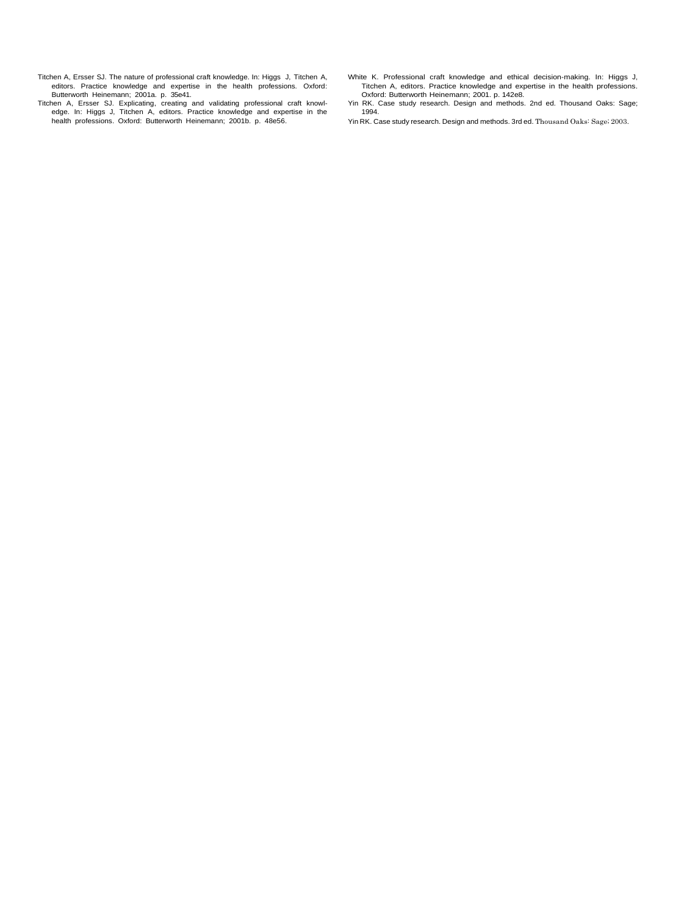Titchen A, Ersser SJ. The nature of professional craft knowledge. In: Higgs J, Titchen A, editors. Practice knowledge and expertise in the health professions. Oxford: Butterworth Heinemann; 2001a. p. 35e41.

Titchen A, Ersser SJ. Explicating, creating and validating professional craft knowledge. In: Higgs J, Titchen A, editors. Practice knowledge and expertise in the health professions. Oxford: Butterworth Heinemann; 2001b. p. 48e56.

White K. Professional craft knowledge and ethical decision-making. In: Higgs J, Titchen A, editors. Practice knowledge and expertise in the health professions. Oxford: Butterworth Heinemann; 2001. p. 142e8.

Yin RK. Case study research. Design and methods. 2nd ed. Thousand Oaks: Sage; 1994.

Yin RK. Case study research. Design and methods. 3rd ed. Thousand Oaks: Sage; 2003.